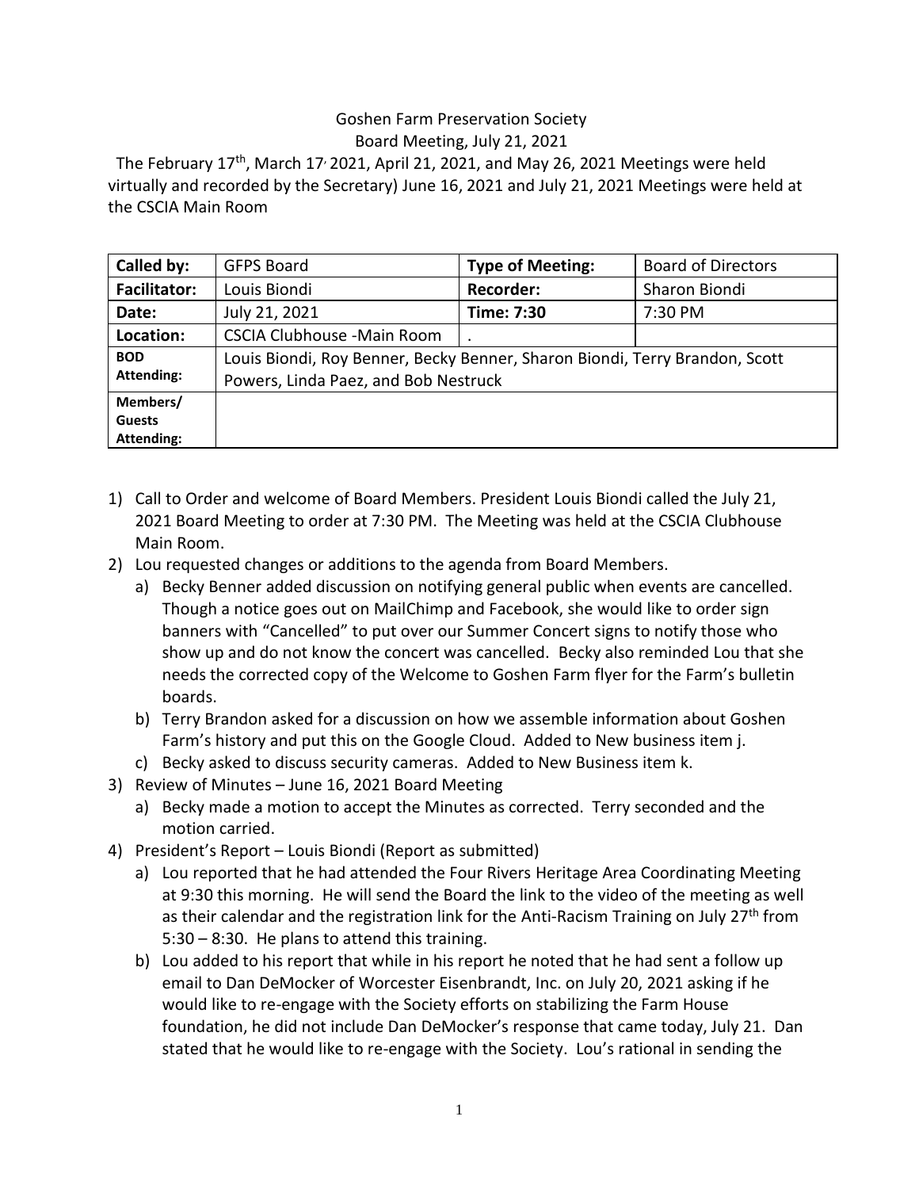# Goshen Farm Preservation Society

## Board Meeting, July 21, 2021

The February 17th, March 17, 2021, April 21, 2021, and May 26, 2021 Meetings were held virtually and recorded by the Secretary) June 16, 2021 and July 21, 2021 Meetings were held at the CSCIA Main Room

| **Called by:** | GFPS Board | **Type of Meeting:** | Board of Directors |
|---|---|---|---|
| **Facilitator:** | Louis Biondi | **Recorder:** | Sharon Biondi |
| **Date:** | July 21, 2021 | **Time: 7:30** | 7:30 PM |
| **Location:** | CSCIA Clubhouse -Main Room | . | |
| **BOD Attending:** | Louis Biondi, Roy Benner, Becky Benner, Sharon Biondi, Terry Brandon, Scott Powers, Linda Paez, and Bob Nestruck | | |
| **Members/ Guests Attending:** | | | |

1) Call to Order and welcome of Board Members. President Louis Biondi called the July 21, 2021 Board Meeting to order at 7:30 PM. The Meeting was held at the CSCIA Clubhouse Main Room.
2) Lou requested changes or additions to the agenda from Board Members.
   a) Becky Benner added discussion on notifying general public when events are cancelled. Though a notice goes out on MailChimp and Facebook, she would like to order sign banners with "Cancelled" to put over our Summer Concert signs to notify those who show up and do not know the concert was cancelled. Becky also reminded Lou that she needs the corrected copy of the Welcome to Goshen Farm flyer for the Farm's bulletin boards.
   b) Terry Brandon asked for a discussion on how we assemble information about Goshen Farm's history and put this on the Google Cloud. Added to New business item j.
   c) Becky asked to discuss security cameras. Added to New Business item k.
3) Review of Minutes – June 16, 2021 Board Meeting
   a) Becky made a motion to accept the Minutes as corrected. Terry seconded and the motion carried.
4) President's Report – Louis Biondi (Report as submitted)
   a) Lou reported that he had attended the Four Rivers Heritage Area Coordinating Meeting at 9:30 this morning. He will send the Board the link to the video of the meeting as well as their calendar and the registration link for the Anti-Racism Training on July 27th from 5:30 – 8:30. He plans to attend this training.
   b) Lou added to his report that while in his report he noted that he had sent a follow up email to Dan DeMocker of Worcester Eisenbrandt, Inc. on July 20, 2021 asking if he would like to re-engage with the Society efforts on stabilizing the Farm House foundation, he did not include Dan DeMocker's response that came today, July 21. Dan stated that he would like to re-engage with the Society. Lou's rational in sending the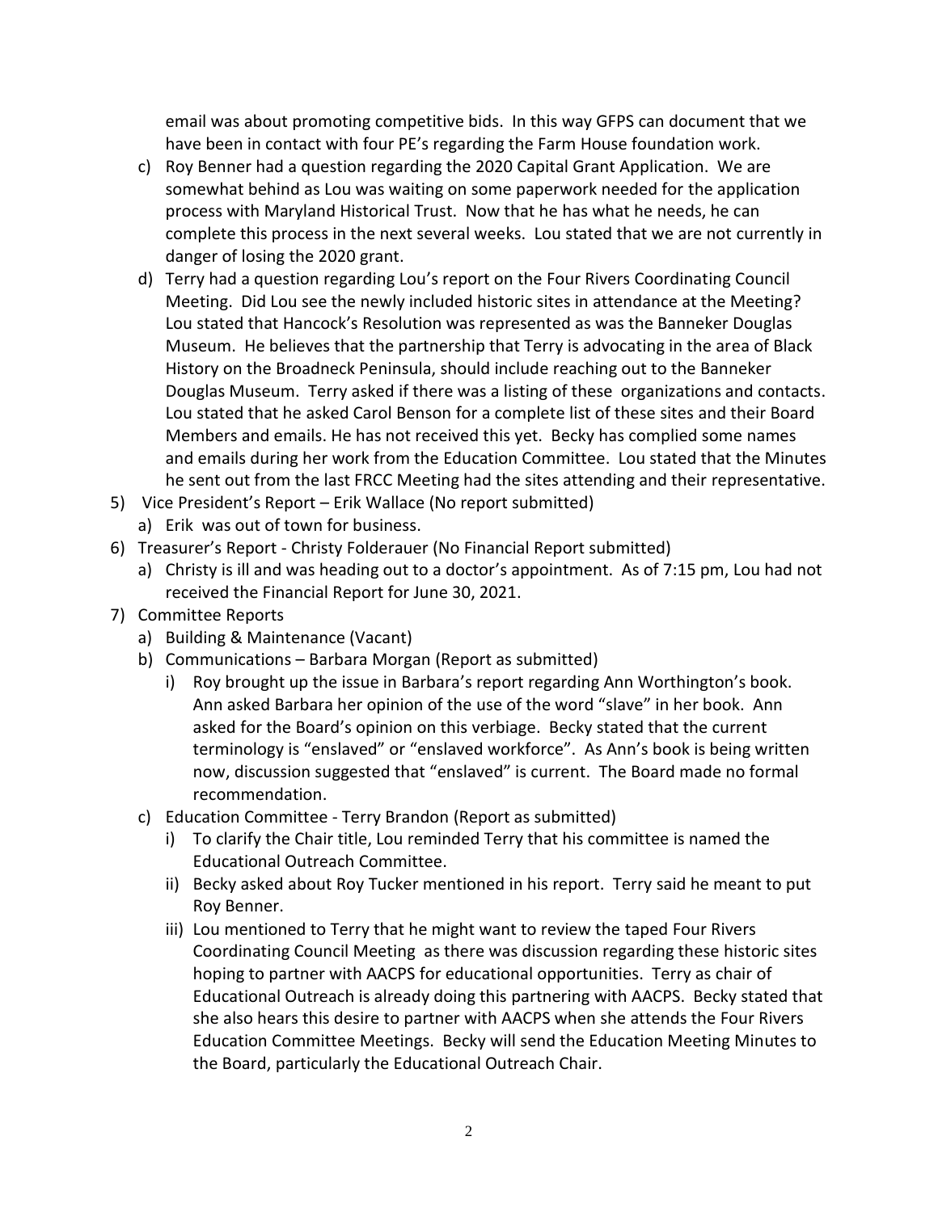email was about promoting competitive bids. In this way GFPS can document that we have been in contact with four PE's regarding the Farm House foundation work.

c) Roy Benner had a question regarding the 2020 Capital Grant Application. We are somewhat behind as Lou was waiting on some paperwork needed for the application process with Maryland Historical Trust. Now that he has what he needs, he can complete this process in the next several weeks. Lou stated that we are not currently in danger of losing the 2020 grant.

d) Terry had a question regarding Lou's report on the Four Rivers Coordinating Council Meeting. Did Lou see the newly included historic sites in attendance at the Meeting? Lou stated that Hancock's Resolution was represented as was the Banneker Douglas Museum. He believes that the partnership that Terry is advocating in the area of Black History on the Broadneck Peninsula, should include reaching out to the Banneker Douglas Museum. Terry asked if there was a listing of these organizations and contacts. Lou stated that he asked Carol Benson for a complete list of these sites and their Board Members and emails. He has not received this yet. Becky has complied some names and emails during her work from the Education Committee. Lou stated that the Minutes he sent out from the last FRCC Meeting had the sites attending and their representative.

5) Vice President's Report – Erik Wallace (No report submitted)
   a) Erik was out of town for business.
6) Treasurer's Report - Christy Folderauer (No Financial Report submitted)
   a) Christy is ill and was heading out to a doctor's appointment. As of 7:15 pm, Lou had not received the Financial Report for June 30, 2021.
7) Committee Reports
   a) Building & Maintenance (Vacant)
   b) Communications – Barbara Morgan (Report as submitted)
      i) Roy brought up the issue in Barbara's report regarding Ann Worthington's book. Ann asked Barbara her opinion of the use of the word "slave" in her book. Ann asked for the Board's opinion on this verbiage. Becky stated that the current terminology is "enslaved" or "enslaved workforce". As Ann's book is being written now, discussion suggested that "enslaved" is current. The Board made no formal recommendation.
   c) Education Committee - Terry Brandon (Report as submitted)
      i) To clarify the Chair title, Lou reminded Terry that his committee is named the Educational Outreach Committee.
      ii) Becky asked about Roy Tucker mentioned in his report. Terry said he meant to put Roy Benner.
      iii) Lou mentioned to Terry that he might want to review the taped Four Rivers Coordinating Council Meeting as there was discussion regarding these historic sites hoping to partner with AACPS for educational opportunities. Terry as chair of Educational Outreach is already doing this partnering with AACPS. Becky stated that she also hears this desire to partner with AACPS when she attends the Four Rivers Education Committee Meetings. Becky will send the Education Meeting Minutes to the Board, particularly the Educational Outreach Chair.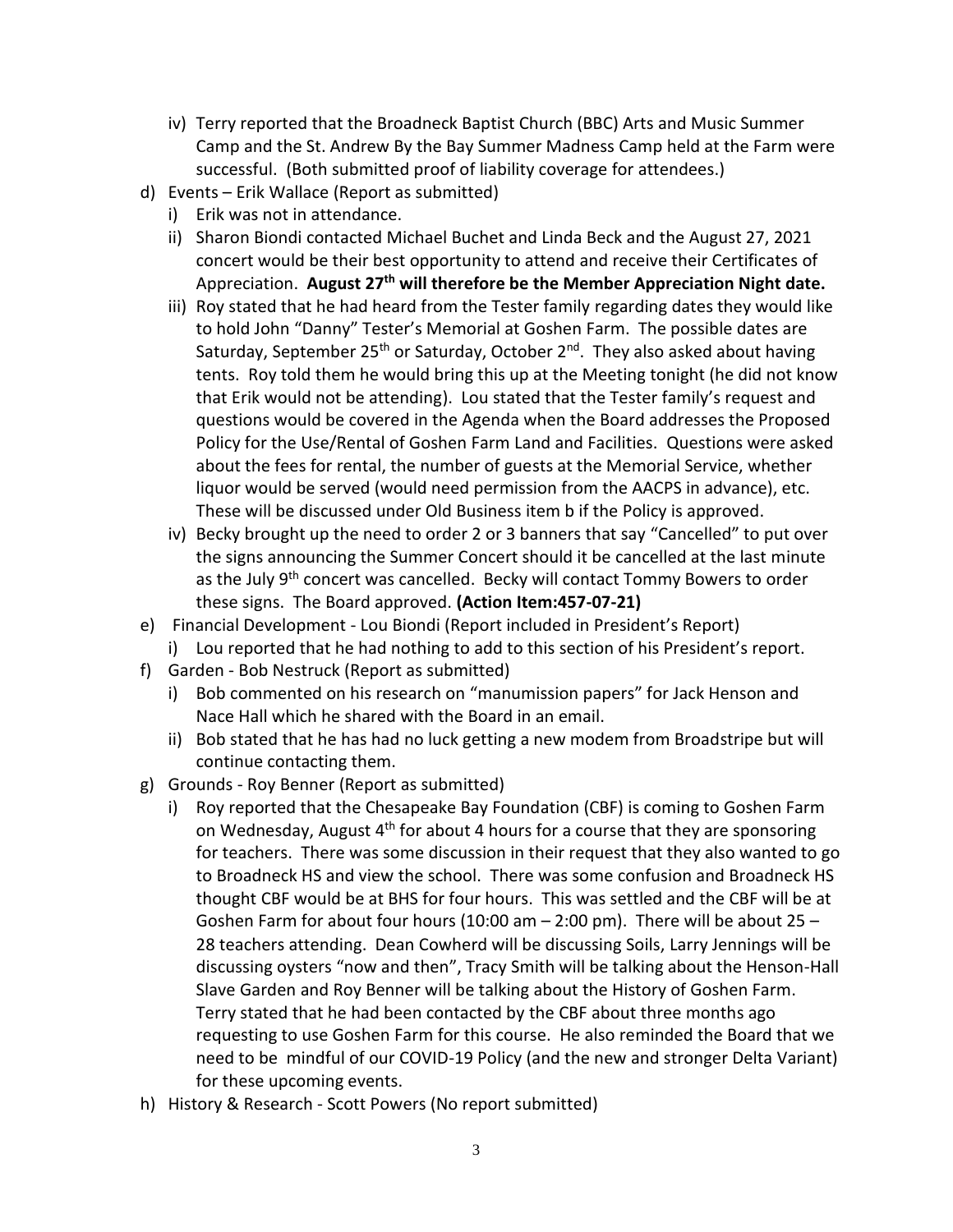iv) Terry reported that the Broadneck Baptist Church (BBC) Arts and Music Summer Camp and the St. Andrew By the Bay Summer Madness Camp held at the Farm were successful. (Both submitted proof of liability coverage for attendees.)

d) Events – Erik Wallace (Report as submitted)
   i) Erik was not in attendance.
   ii) Sharon Biondi contacted Michael Buchet and Linda Beck and the August 27, 2021 concert would be their best opportunity to attend and receive their Certificates of Appreciation. **August 27th will therefore be the Member Appreciation Night date.**
   iii) Roy stated that he had heard from the Tester family regarding dates they would like to hold John "Danny" Tester's Memorial at Goshen Farm. The possible dates are Saturday, September 25th or Saturday, October 2nd. They also asked about having tents. Roy told them he would bring this up at the Meeting tonight (he did not know that Erik would not be attending). Lou stated that the Tester family's request and questions would be covered in the Agenda when the Board addresses the Proposed Policy for the Use/Rental of Goshen Farm Land and Facilities. Questions were asked about the fees for rental, the number of guests at the Memorial Service, whether liquor would be served (would need permission from the AACPS in advance), etc. These will be discussed under Old Business item b if the Policy is approved.
   iv) Becky brought up the need to order 2 or 3 banners that say "Cancelled" to put over the signs announcing the Summer Concert should it be cancelled at the last minute as the July 9th concert was cancelled. Becky will contact Tommy Bowers to order these signs. The Board approved. **(Action Item:457-07-21)**

e) Financial Development - Lou Biondi (Report included in President's Report)
   i) Lou reported that he had nothing to add to this section of his President's report.

f) Garden - Bob Nestruck (Report as submitted)
   i) Bob commented on his research on "manumission papers" for Jack Henson and Nace Hall which he shared with the Board in an email.
   ii) Bob stated that he has had no luck getting a new modem from Broadstripe but will continue contacting them.

g) Grounds - Roy Benner (Report as submitted)
   i) Roy reported that the Chesapeake Bay Foundation (CBF) is coming to Goshen Farm on Wednesday, August 4th for about 4 hours for a course that they are sponsoring for teachers. There was some discussion in their request that they also wanted to go to Broadneck HS and view the school. There was some confusion and Broadneck HS thought CBF would be at BHS for four hours. This was settled and the CBF will be at Goshen Farm for about four hours (10:00 am – 2:00 pm). There will be about 25 – 28 teachers attending. Dean Cowherd will be discussing Soils, Larry Jennings will be discussing oysters "now and then", Tracy Smith will be talking about the Henson-Hall Slave Garden and Roy Benner will be talking about the History of Goshen Farm. Terry stated that he had been contacted by the CBF about three months ago requesting to use Goshen Farm for this course. He also reminded the Board that we need to be mindful of our COVID-19 Policy (and the new and stronger Delta Variant) for these upcoming events.

h) History & Research - Scott Powers (No report submitted)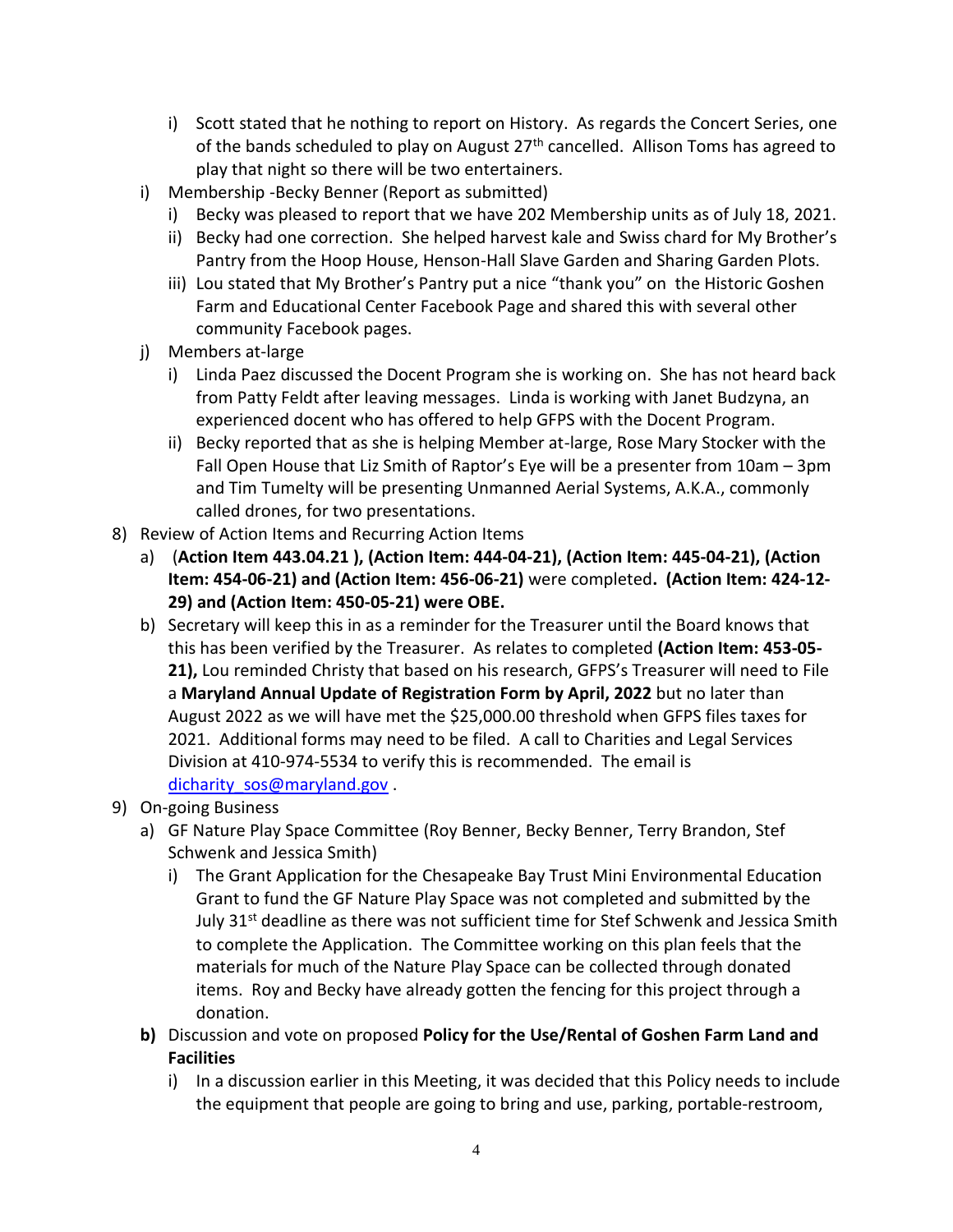i) Scott stated that he nothing to report on History. As regards the Concert Series, one of the bands scheduled to play on August 27th cancelled. Allison Toms has agreed to play that night so there will be two entertainers.

i) Membership -Becky Benner (Report as submitted)
   i) Becky was pleased to report that we have 202 Membership units as of July 18, 2021.
   ii) Becky had one correction. She helped harvest kale and Swiss chard for My Brother's Pantry from the Hoop House, Henson-Hall Slave Garden and Sharing Garden Plots.
   iii) Lou stated that My Brother's Pantry put a nice "thank you" on the Historic Goshen Farm and Educational Center Facebook Page and shared this with several other community Facebook pages.

j) Members at-large
   i) Linda Paez discussed the Docent Program she is working on. She has not heard back from Patty Feldt after leaving messages. Linda is working with Janet Budzyna, an experienced docent who has offered to help GFPS with the Docent Program.
   ii) Becky reported that as she is helping Member at-large, Rose Mary Stocker with the Fall Open House that Liz Smith of Raptor's Eye will be a presenter from 10am – 3pm and Tim Tumelty will be presenting Unmanned Aerial Systems, A.K.A., commonly called drones, for two presentations.

8) Review of Action Items and Recurring Action Items
   a) (**Action Item 443.04.21 ), (Action Item: 444-04-21), (Action Item: 445-04-21), (Action Item: 454-06-21) and (Action Item: 456-06-21)** were completed**. (Action Item: 424-12-29) and (Action Item: 450-05-21) were OBE.**
   b) Secretary will keep this in as a reminder for the Treasurer until the Board knows that this has been verified by the Treasurer. As relates to completed **(Action Item: 453-05-21),** Lou reminded Christy that based on his research, GFPS's Treasurer will need to File a **Maryland Annual Update of Registration Form by April, 2022** but no later than August 2022 as we will have met the $25,000.00 threshold when GFPS files taxes for 2021. Additional forms may need to be filed. A call to Charities and Legal Services Division at 410-974-5534 to verify this is recommended. The email is dicharity_sos@maryland.gov .

9) On-going Business
   a) GF Nature Play Space Committee (Roy Benner, Becky Benner, Terry Brandon, Stef Schwenk and Jessica Smith)
      i) The Grant Application for the Chesapeake Bay Trust Mini Environmental Education Grant to fund the GF Nature Play Space was not completed and submitted by the July 31st deadline as there was not sufficient time for Stef Schwenk and Jessica Smith to complete the Application. The Committee working on this plan feels that the materials for much of the Nature Play Space can be collected through donated items. Roy and Becky have already gotten the fencing for this project through a donation.
   **b)** Discussion and vote on proposed **Policy for the Use/Rental of Goshen Farm Land and Facilities**
      i) In a discussion earlier in this Meeting, it was decided that this Policy needs to include the equipment that people are going to bring and use, parking, portable-restroom,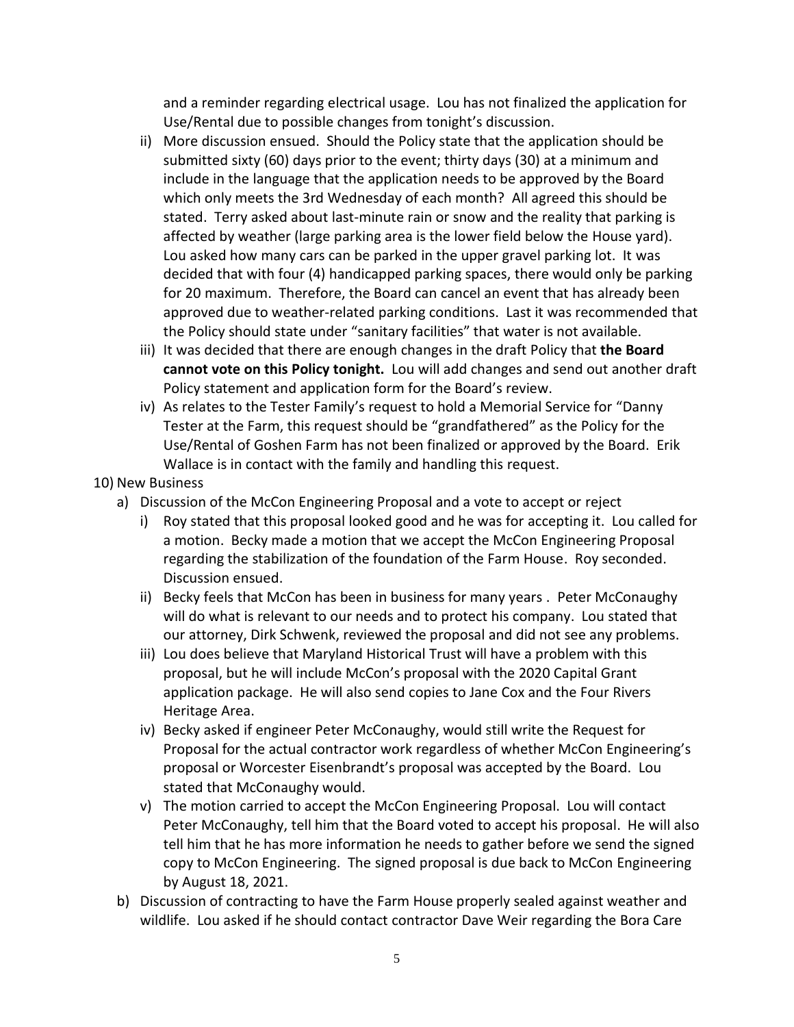and a reminder regarding electrical usage. Lou has not finalized the application for Use/Rental due to possible changes from tonight's discussion.

ii) More discussion ensued. Should the Policy state that the application should be submitted sixty (60) days prior to the event; thirty days (30) at a minimum and include in the language that the application needs to be approved by the Board which only meets the 3rd Wednesday of each month? All agreed this should be stated. Terry asked about last-minute rain or snow and the reality that parking is affected by weather (large parking area is the lower field below the House yard). Lou asked how many cars can be parked in the upper gravel parking lot. It was decided that with four (4) handicapped parking spaces, there would only be parking for 20 maximum. Therefore, the Board can cancel an event that has already been approved due to weather-related parking conditions. Last it was recommended that the Policy should state under "sanitary facilities" that water is not available.

iii) It was decided that there are enough changes in the draft Policy that **the Board cannot vote on this Policy tonight.** Lou will add changes and send out another draft Policy statement and application form for the Board's review.

iv) As relates to the Tester Family's request to hold a Memorial Service for "Danny Tester at the Farm, this request should be "grandfathered" as the Policy for the Use/Rental of Goshen Farm has not been finalized or approved by the Board. Erik Wallace is in contact with the family and handling this request.

10) New Business

a) Discussion of the McCon Engineering Proposal and a vote to accept or reject

i) Roy stated that this proposal looked good and he was for accepting it. Lou called for a motion. Becky made a motion that we accept the McCon Engineering Proposal regarding the stabilization of the foundation of the Farm House. Roy seconded. Discussion ensued.

ii) Becky feels that McCon has been in business for many years . Peter McConaughy will do what is relevant to our needs and to protect his company. Lou stated that our attorney, Dirk Schwenk, reviewed the proposal and did not see any problems.

iii) Lou does believe that Maryland Historical Trust will have a problem with this proposal, but he will include McCon's proposal with the 2020 Capital Grant application package. He will also send copies to Jane Cox and the Four Rivers Heritage Area.

iv) Becky asked if engineer Peter McConaughy, would still write the Request for Proposal for the actual contractor work regardless of whether McCon Engineering's proposal or Worcester Eisenbrandt's proposal was accepted by the Board. Lou stated that McConaughy would.

v) The motion carried to accept the McCon Engineering Proposal. Lou will contact Peter McConaughy, tell him that the Board voted to accept his proposal. He will also tell him that he has more information he needs to gather before we send the signed copy to McCon Engineering. The signed proposal is due back to McCon Engineering by August 18, 2021.

b) Discussion of contracting to have the Farm House properly sealed against weather and wildlife. Lou asked if he should contact contractor Dave Weir regarding the Bora Care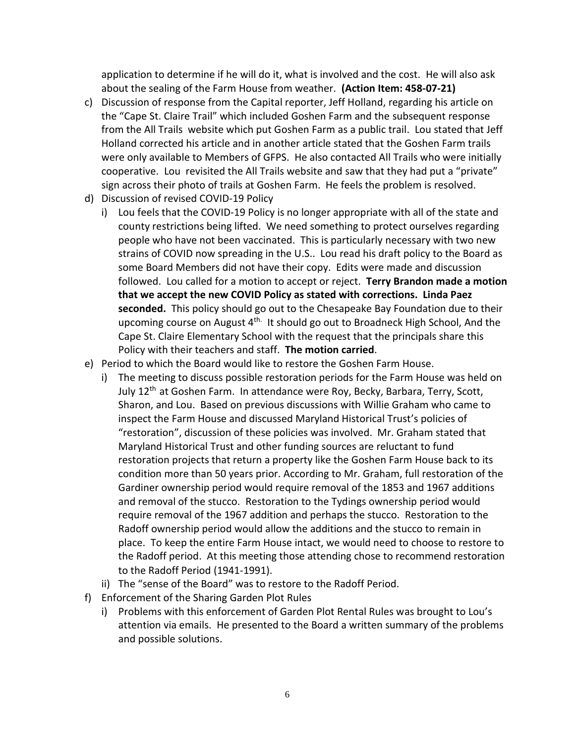application to determine if he will do it, what is involved and the cost. He will also ask about the sealing of the Farm House from weather. **(Action Item: 458-07-21)**

c) Discussion of response from the Capital reporter, Jeff Holland, regarding his article on the "Cape St. Claire Trail" which included Goshen Farm and the subsequent response from the All Trails website which put Goshen Farm as a public trail. Lou stated that Jeff Holland corrected his article and in another article stated that the Goshen Farm trails were only available to Members of GFPS. He also contacted All Trails who were initially cooperative. Lou revisited the All Trails website and saw that they had put a "private" sign across their photo of trails at Goshen Farm. He feels the problem is resolved.

d) Discussion of revised COVID-19 Policy
   i) Lou feels that the COVID-19 Policy is no longer appropriate with all of the state and county restrictions being lifted. We need something to protect ourselves regarding people who have not been vaccinated. This is particularly necessary with two new strains of COVID now spreading in the U.S.. Lou read his draft policy to the Board as some Board Members did not have their copy. Edits were made and discussion followed. Lou called for a motion to accept or reject. **Terry Brandon made a motion that we accept the new COVID Policy as stated with corrections. Linda Paez seconded.** This policy should go out to the Chesapeake Bay Foundation due to their upcoming course on August 4th. It should go out to Broadneck High School, And the Cape St. Claire Elementary School with the request that the principals share this Policy with their teachers and staff. **The motion carried**.

e) Period to which the Board would like to restore the Goshen Farm House.
   i) The meeting to discuss possible restoration periods for the Farm House was held on July 12th at Goshen Farm. In attendance were Roy, Becky, Barbara, Terry, Scott, Sharon, and Lou. Based on previous discussions with Willie Graham who came to inspect the Farm House and discussed Maryland Historical Trust's policies of "restoration", discussion of these policies was involved. Mr. Graham stated that Maryland Historical Trust and other funding sources are reluctant to fund restoration projects that return a property like the Goshen Farm House back to its condition more than 50 years prior. According to Mr. Graham, full restoration of the Gardiner ownership period would require removal of the 1853 and 1967 additions and removal of the stucco. Restoration to the Tydings ownership period would require removal of the 1967 addition and perhaps the stucco. Restoration to the Radoff ownership period would allow the additions and the stucco to remain in place. To keep the entire Farm House intact, we would need to choose to restore to the Radoff period. At this meeting those attending chose to recommend restoration to the Radoff Period (1941-1991).
   ii) The "sense of the Board" was to restore to the Radoff Period.

f) Enforcement of the Sharing Garden Plot Rules
   i) Problems with this enforcement of Garden Plot Rental Rules was brought to Lou's attention via emails. He presented to the Board a written summary of the problems and possible solutions.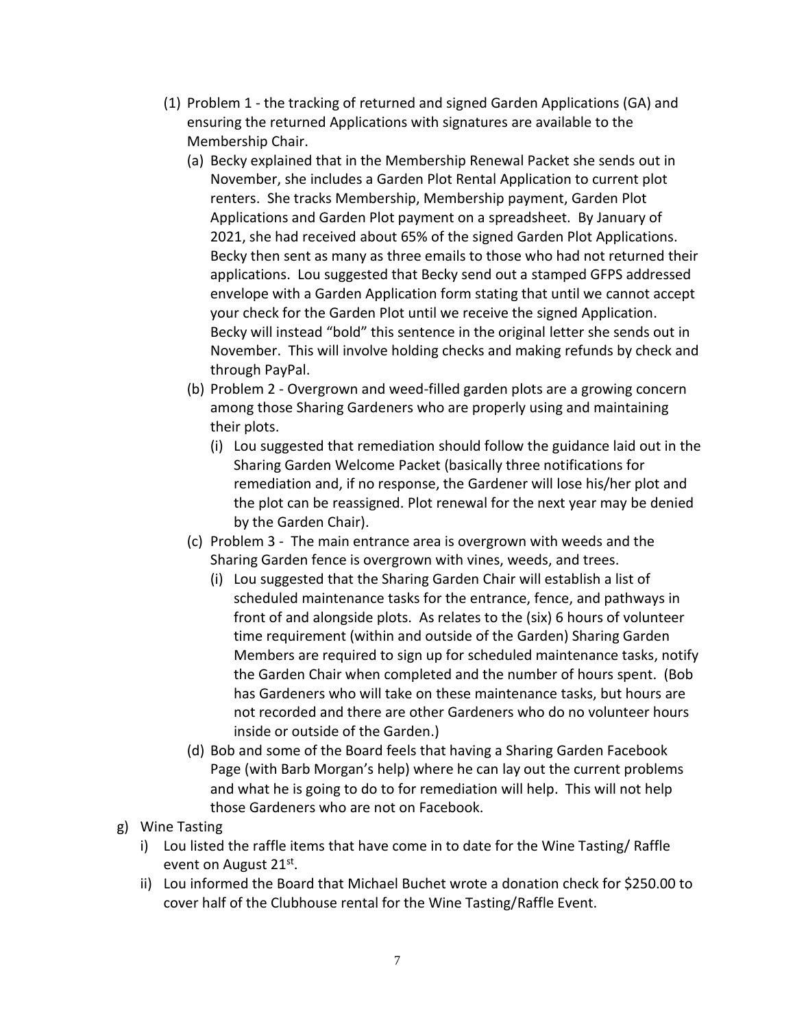(1) Problem 1 - the tracking of returned and signed Garden Applications (GA) and ensuring the returned Applications with signatures are available to the Membership Chair.

   (a) Becky explained that in the Membership Renewal Packet she sends out in November, she includes a Garden Plot Rental Application to current plot renters. She tracks Membership, Membership payment, Garden Plot Applications and Garden Plot payment on a spreadsheet. By January of 2021, she had received about 65% of the signed Garden Plot Applications. Becky then sent as many as three emails to those who had not returned their applications. Lou suggested that Becky send out a stamped GFPS addressed envelope with a Garden Application form stating that until we cannot accept your check for the Garden Plot until we receive the signed Application. Becky will instead "bold" this sentence in the original letter she sends out in November. This will involve holding checks and making refunds by check and through PayPal.

   (b) Problem 2 - Overgrown and weed-filled garden plots are a growing concern among those Sharing Gardeners who are properly using and maintaining their plots.

      (i) Lou suggested that remediation should follow the guidance laid out in the Sharing Garden Welcome Packet (basically three notifications for remediation and, if no response, the Gardener will lose his/her plot and the plot can be reassigned. Plot renewal for the next year may be denied by the Garden Chair).

   (c) Problem 3 - The main entrance area is overgrown with weeds and the Sharing Garden fence is overgrown with vines, weeds, and trees.

      (i) Lou suggested that the Sharing Garden Chair will establish a list of scheduled maintenance tasks for the entrance, fence, and pathways in front of and alongside plots. As relates to the (six) 6 hours of volunteer time requirement (within and outside of the Garden) Sharing Garden Members are required to sign up for scheduled maintenance tasks, notify the Garden Chair when completed and the number of hours spent. (Bob has Gardeners who will take on these maintenance tasks, but hours are not recorded and there are other Gardeners who do no volunteer hours inside or outside of the Garden.)

   (d) Bob and some of the Board feels that having a Sharing Garden Facebook Page (with Barb Morgan's help) where he can lay out the current problems and what he is going to do to for remediation will help. This will not help those Gardeners who are not on Facebook.

g) Wine Tasting

   i) Lou listed the raffle items that have come in to date for the Wine Tasting/ Raffle event on August 21st.

   ii) Lou informed the Board that Michael Buchet wrote a donation check for $250.00 to cover half of the Clubhouse rental for the Wine Tasting/Raffle Event.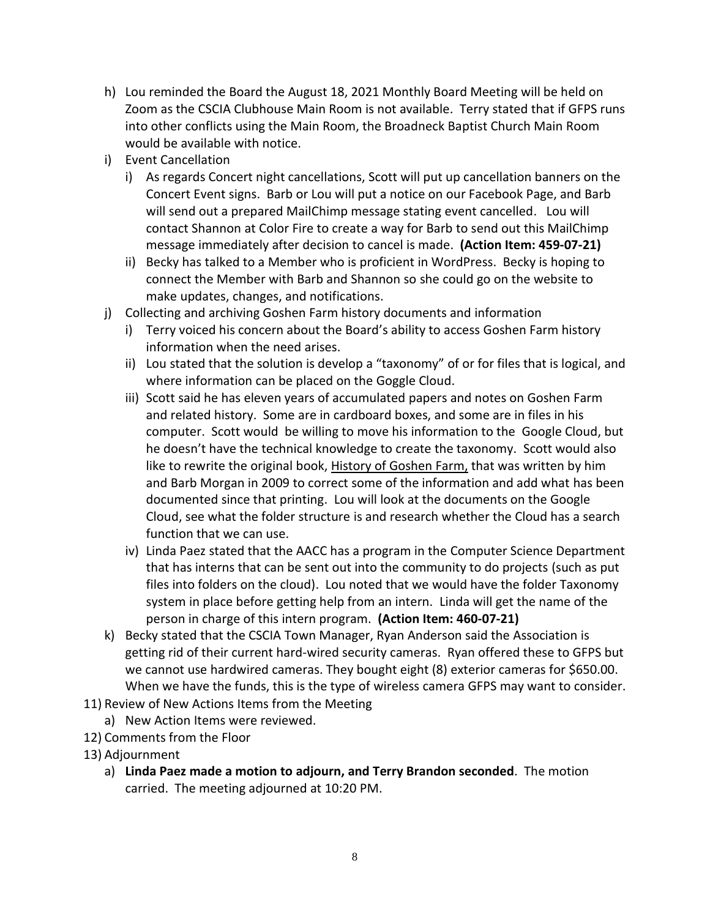h) Lou reminded the Board the August 18, 2021 Monthly Board Meeting will be held on Zoom as the CSCIA Clubhouse Main Room is not available. Terry stated that if GFPS runs into other conflicts using the Main Room, the Broadneck Baptist Church Main Room would be available with notice.

i) Event Cancellation
   i) As regards Concert night cancellations, Scott will put up cancellation banners on the Concert Event signs. Barb or Lou will put a notice on our Facebook Page, and Barb will send out a prepared MailChimp message stating event cancelled. Lou will contact Shannon at Color Fire to create a way for Barb to send out this MailChimp message immediately after decision to cancel is made. **(Action Item: 459-07-21)**
   ii) Becky has talked to a Member who is proficient in WordPress. Becky is hoping to connect the Member with Barb and Shannon so she could go on the website to make updates, changes, and notifications.

j) Collecting and archiving Goshen Farm history documents and information
   i) Terry voiced his concern about the Board's ability to access Goshen Farm history information when the need arises.
   ii) Lou stated that the solution is develop a "taxonomy" of or for files that is logical, and where information can be placed on the Goggle Cloud.
   iii) Scott said he has eleven years of accumulated papers and notes on Goshen Farm and related history. Some are in cardboard boxes, and some are in files in his computer. Scott would be willing to move his information to the Google Cloud, but he doesn't have the technical knowledge to create the taxonomy. Scott would also like to rewrite the original book, <u>History of Goshen Farm,</u> that was written by him and Barb Morgan in 2009 to correct some of the information and add what has been documented since that printing. Lou will look at the documents on the Google Cloud, see what the folder structure is and research whether the Cloud has a search function that we can use.
   iv) Linda Paez stated that the AACC has a program in the Computer Science Department that has interns that can be sent out into the community to do projects (such as put files into folders on the cloud). Lou noted that we would have the folder Taxonomy system in place before getting help from an intern. Linda will get the name of the person in charge of this intern program. **(Action Item: 460-07-21)**

k) Becky stated that the CSCIA Town Manager, Ryan Anderson said the Association is getting rid of their current hard-wired security cameras. Ryan offered these to GFPS but we cannot use hardwired cameras. They bought eight (8) exterior cameras for $650.00. When we have the funds, this is the type of wireless camera GFPS may want to consider.

11) Review of New Actions Items from the Meeting
   a) New Action Items were reviewed.

12) Comments from the Floor

13) Adjournment
   a) **Linda Paez made a motion to adjourn, and Terry Brandon seconded**. The motion carried. The meeting adjourned at 10:20 PM.